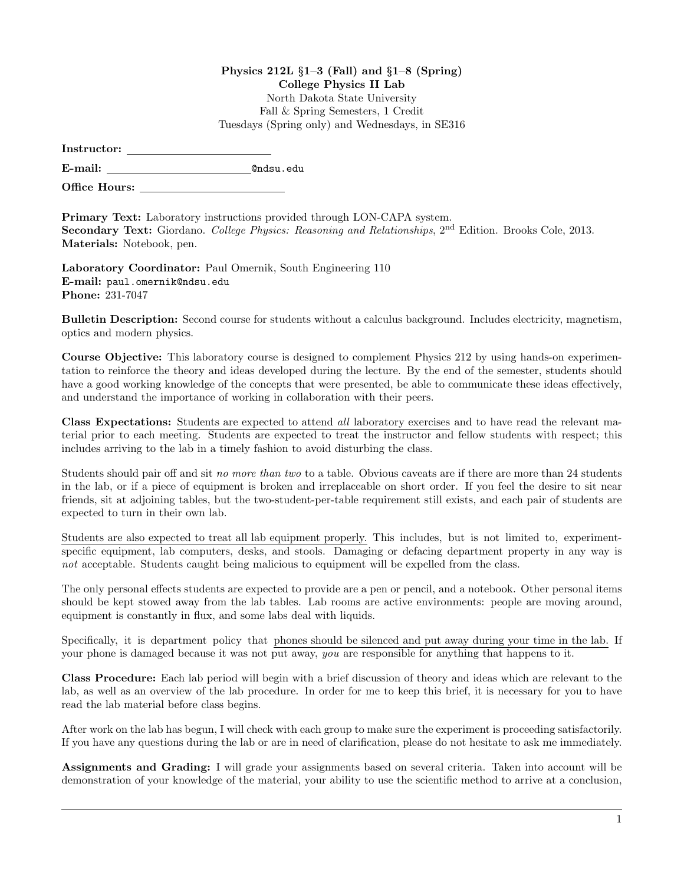**Physics 212L §1–3 (Fall) and §1–8 (Spring)**
**College Physics II Lab**
North Dakota State University
Fall & Spring Semesters, 1 Credit
Tuesdays (Spring only) and Wednesdays, in SE316

**Instructor:** ____________________

**E-mail:** ____________________@ndsu.edu

**Office Hours:** ____________________

**Primary Text:** Laboratory instructions provided through LON-CAPA system.
**Secondary Text:** Giordano. *College Physics: Reasoning and Relationships*, 2nd Edition. Brooks Cole, 2013.
**Materials:** Notebook, pen.

**Laboratory Coordinator:** Paul Omernik, South Engineering 110
**E-mail:** paul.omernik@ndsu.edu
**Phone:** 231-7047

**Bulletin Description:** Second course for students without a calculus background. Includes electricity, magnetism, optics and modern physics.

**Course Objective:** This laboratory course is designed to complement Physics 212 by using hands-on experimentation to reinforce the theory and ideas developed during the lecture. By the end of the semester, students should have a good working knowledge of the concepts that were presented, be able to communicate these ideas effectively, and understand the importance of working in collaboration with their peers.

**Class Expectations:** Students are expected to attend *all* laboratory exercises and to have read the relevant material prior to each meeting. Students are expected to treat the instructor and fellow students with respect; this includes arriving to the lab in a timely fashion to avoid disturbing the class.

Students should pair off and sit *no more than two* to a table. Obvious caveats are if there are more than 24 students in the lab, or if a piece of equipment is broken and irreplaceable on short order. If you feel the desire to sit near friends, sit at adjoining tables, but the two-student-per-table requirement still exists, and each pair of students are expected to turn in their own lab.

Students are also expected to treat all lab equipment properly. This includes, but is not limited to, experiment-specific equipment, lab computers, desks, and stools. Damaging or defacing department property in any way is *not* acceptable. Students caught being malicious to equipment will be expelled from the class.

The only personal effects students are expected to provide are a pen or pencil, and a notebook. Other personal items should be kept stowed away from the lab tables. Lab rooms are active environments: people are moving around, equipment is constantly in flux, and some labs deal with liquids.

Specifically, it is department policy that phones should be silenced and put away during your time in the lab. If your phone is damaged because it was not put away, *you* are responsible for anything that happens to it.

**Class Procedure:** Each lab period will begin with a brief discussion of theory and ideas which are relevant to the lab, as well as an overview of the lab procedure. In order for me to keep this brief, it is necessary for you to have read the lab material before class begins.

After work on the lab has begun, I will check with each group to make sure the experiment is proceeding satisfactorily. If you have any questions during the lab or are in need of clarification, please do not hesitate to ask me immediately.

**Assignments and Grading:** I will grade your assignments based on several criteria. Taken into account will be demonstration of your knowledge of the material, your ability to use the scientific method to arrive at a conclusion,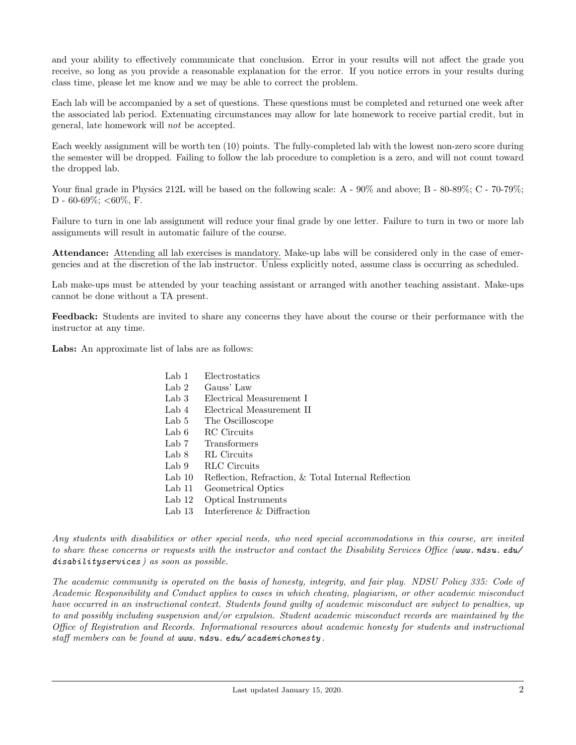and your ability to effectively communicate that conclusion. Error in your results will not affect the grade you receive, so long as you provide a reasonable explanation for the error. If you notice errors in your results during class time, please let me know and we may be able to correct the problem.

Each lab will be accompanied by a set of questions. These questions must be completed and returned one week after the associated lab period. Extenuating circumstances may allow for late homework to receive partial credit, but in general, late homework will *not* be accepted.

Each weekly assignment will be worth ten (10) points. The fully-completed lab with the lowest non-zero score during the semester will be dropped. Failing to follow the lab procedure to completion is a zero, and will not count toward the dropped lab.

Your final grade in Physics 212L will be based on the following scale: A - 90% and above; B - 80-89%; C - 70-79%; D - 60-69%; <60%, F.

Failure to turn in one lab assignment will reduce your final grade by one letter. Failure to turn in two or more lab assignments will result in automatic failure of the course.

**Attendance:** Attending all lab exercises is mandatory. Make-up labs will be considered only in the case of emergencies and at the discretion of the lab instructor. Unless explicitly noted, assume class is occurring as scheduled.

Lab make-ups must be attended by your teaching assistant or arranged with another teaching assistant. Make-ups cannot be done without a TA present.

**Feedback:** Students are invited to share any concerns they have about the course or their performance with the instructor at any time.

**Labs:** An approximate list of labs are as follows:

| | |
|---|---|
| Lab 1 | Electrostatics |
| Lab 2 | Gauss' Law |
| Lab 3 | Electrical Measurement I |
| Lab 4 | Electrical Measurement II |
| Lab 5 | The Oscilloscope |
| Lab 6 | RC Circuits |
| Lab 7 | Transformers |
| Lab 8 | RL Circuits |
| Lab 9 | RLC Circuits |
| Lab 10 | Reflection, Refraction, & Total Internal Reflection |
| Lab 11 | Geometrical Optics |
| Lab 12 | Optical Instruments |
| Lab 13 | Interference & Diffraction |

*Any students with disabilities or other special needs, who need special accommodations in this course, are invited to share these concerns or requests with the instructor and contact the Disability Services Office (www.ndsu.edu/disabilityservices) as soon as possible.*

*The academic community is operated on the basis of honesty, integrity, and fair play. NDSU Policy 335: Code of Academic Responsibility and Conduct applies to cases in which cheating, plagiarism, or other academic misconduct have occurred in an instructional context. Students found guilty of academic misconduct are subject to penalties, up to and possibly including suspension and/or expulsion. Student academic misconduct records are maintained by the Office of Registration and Records. Informational resources about academic honesty for students and instructional staff members can be found at www.ndsu.edu/academichonesty.*

Last updated January 15, 2020.